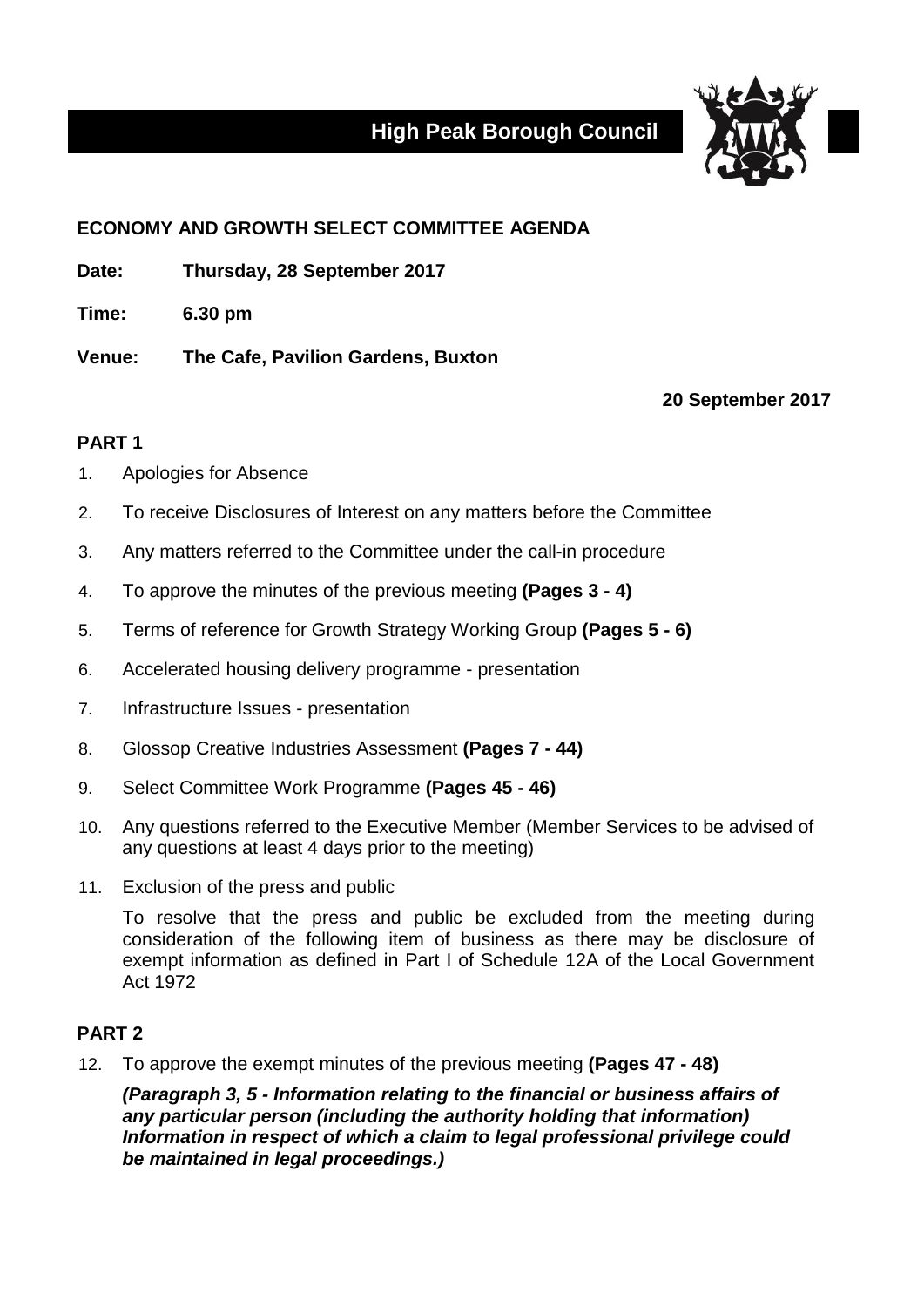# High Peak Borough Council

## ECONOMY AND GROWTH SELECT COMMITTEE AGENDA

**Date:** **Thursday, 28 September 2017**

**Time:** **6.30 pm**

**Venue:** **The Cafe, Pavilion Gardens, Buxton**

**20 September 2017**

### PART 1

1. Apologies for Absence
2. To receive Disclosures of Interest on any matters before the Committee
3. Any matters referred to the Committee under the call-in procedure
4. To approve the minutes of the previous meeting **(Pages 3 - 4)**
5. Terms of reference for Growth Strategy Working Group **(Pages 5 - 6)**
6. Accelerated housing delivery programme - presentation
7. Infrastructure Issues - presentation
8. Glossop Creative Industries Assessment **(Pages 7 - 44)**
9. Select Committee Work Programme **(Pages 45 - 46)**
10. Any questions referred to the Executive Member (Member Services to be advised of any questions at least 4 days prior to the meeting)
11. Exclusion of the press and public

    To resolve that the press and public be excluded from the meeting during consideration of the following item of business as there may be disclosure of exempt information as defined in Part I of Schedule 12A of the Local Government Act 1972

### PART 2

12. To approve the exempt minutes of the previous meeting **(Pages 47 - 48)**

    ***(Paragraph 3, 5 - Information relating to the financial or business affairs of any particular person (including the authority holding that information) Information in respect of which a claim to legal professional privilege could be maintained in legal proceedings.)***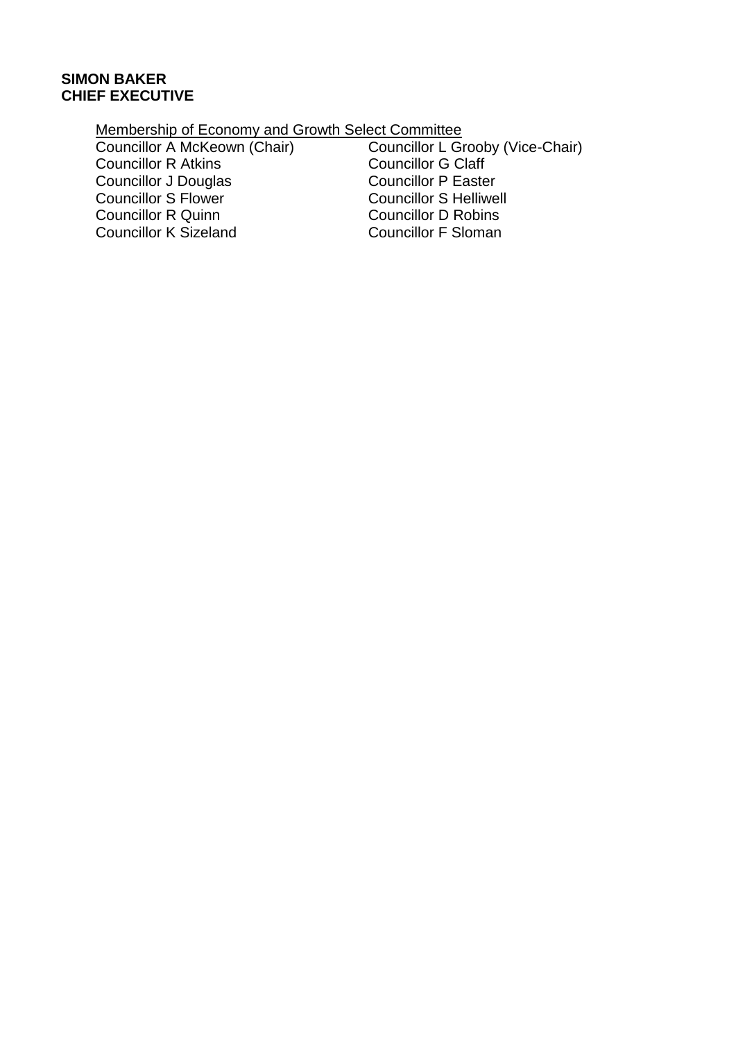**SIMON BAKER**
**CHIEF EXECUTIVE**

Membership of Economy and Growth Select Committee

| | |
|---|---|
| Councillor A McKeown (Chair) | Councillor L Grooby (Vice-Chair) |
| Councillor R Atkins | Councillor G Claff |
| Councillor J Douglas | Councillor P Easter |
| Councillor S Flower | Councillor S Helliwell |
| Councillor R Quinn | Councillor D Robins |
| Councillor K Sizeland | Councillor F Sloman |